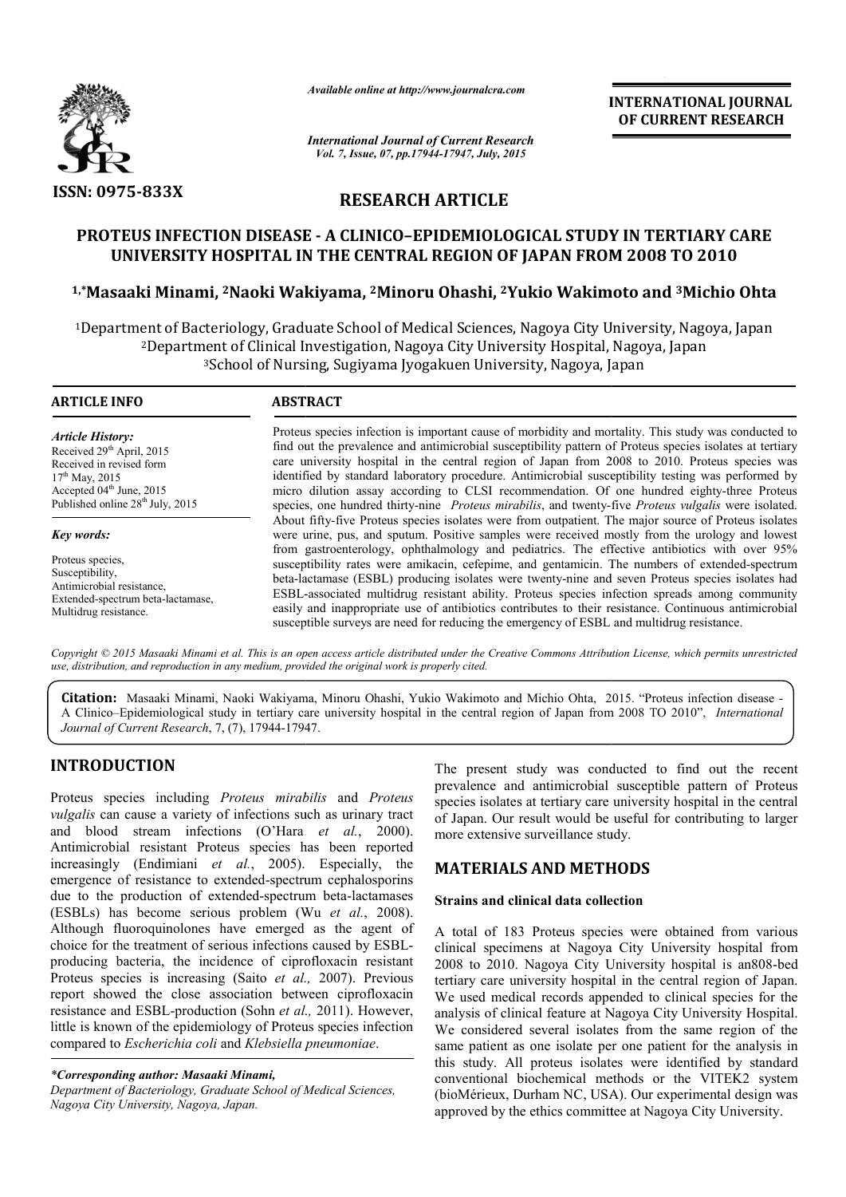ISSN: 0975-833X

*Available online at http://www.journalcra.com*

*International Journal of Current Research*
*Vol. 7, Issue, 07, pp.17944-17947, July, 2015*

**INTERNATIONAL JOURNAL OF CURRENT RESEARCH**

# RESEARCH ARTICLE

# PROTEUS INFECTION DISEASE - A CLINICO–EPIDEMIOLOGICAL STUDY IN TERTIARY CARE UNIVERSITY HOSPITAL IN THE CENTRAL REGION OF JAPAN FROM 2008 TO 2010

**[1,*]Masaaki Minami, [2]Naoki Wakiyama, [2]Minoru Ohashi, [2]Yukio Wakimoto and [3]Michio Ohta**

[1]Department of Bacteriology, Graduate School of Medical Sciences, Nagoya City University, Nagoya, Japan
[2]Department of Clinical Investigation, Nagoya City University Hospital, Nagoya, Japan
[3]School of Nursing, Sugiyama Jyogakuen University, Nagoya, Japan

## ARTICLE INFO

*Article History:*
Received 29th April, 2015
Received in revised form 17th May, 2015
Accepted 04th June, 2015
Published online 28th July, 2015

*Key words:*
Proteus species,
Susceptibility,
Antimicrobial resistance,
Extended-spectrum beta-lactamase,
Multidrug resistance.

## ABSTRACT

Proteus species infection is important cause of morbidity and mortality. This study was conducted to find out the prevalence and antimicrobial susceptibility pattern of Proteus species isolates at tertiary care university hospital in the central region of Japan from 2008 to 2010. Proteus species was identified by standard laboratory procedure. Antimicrobial susceptibility testing was performed by micro dilution assay according to CLSI recommendation. Of one hundred eighty-three Proteus species, one hundred thirty-nine *Proteus mirabilis*, and twenty-five *Proteus vulgalis* were isolated. About fifty-five Proteus species isolates were from outpatient. The major source of Proteus isolates were urine, pus, and sputum. Positive samples were received mostly from the urology and lowest from gastroenterology, ophthalmology and pediatrics. The effective antibiotics with over 95% susceptibility rates were amikacin, cefepime, and gentamicin. The numbers of extended-spectrum beta-lactamase (ESBL) producing isolates were twenty-nine and seven Proteus species isolates had ESBL-associated multidrug resistant ability. Proteus species infection spreads among community easily and inappropriate use of antibiotics contributes to their resistance. Continuous antimicrobial susceptible surveys are need for reducing the emergency of ESBL and multidrug resistance.

*Copyright © 2015 Masaaki Minami et al. This is an open access article distributed under the Creative Commons Attribution License, which permits unrestricted use, distribution, and reproduction in any medium, provided the original work is properly cited.*

**Citation:** Masaaki Minami, Naoki Wakiyama, Minoru Ohashi, Yukio Wakimoto and Michio Ohta, 2015. "Proteus infection disease - A Clinico–Epidemiological study in tertiary care university hospital in the central region of Japan from 2008 TO 2010", *International Journal of Current Research*, 7, (7), 17944-17947.

## INTRODUCTION

Proteus species including *Proteus mirabilis* and *Proteus vulgalis* can cause a variety of infections such as urinary tract and blood stream infections (O'Hara *et al.*, 2000). Antimicrobial resistant Proteus species has been reported increasingly (Endimiani *et al.*, 2005). Especially, the emergence of resistance to extended-spectrum cephalosporins due to the production of extended-spectrum beta-lactamases (ESBLs) has become serious problem (Wu *et al.*, 2008). Although fluoroquinolones have emerged as the agent of choice for the treatment of serious infections caused by ESBL-producing bacteria, the incidence of ciprofloxacin resistant Proteus species is increasing (Saito *et al.,* 2007). Previous report showed the close association between ciprofloxacin resistance and ESBL-production (Sohn *et al.,* 2011). However, little is known of the epidemiology of Proteus species infection compared to *Escherichia coli* and *Klebsiella pneumoniae*.

*\*Corresponding author: Masaaki Minami,*
*Department of Bacteriology, Graduate School of Medical Sciences, Nagoya City University, Nagoya, Japan.*

The present study was conducted to find out the recent prevalence and antimicrobial susceptible pattern of Proteus species isolates at tertiary care university hospital in the central of Japan. Our result would be useful for contributing to larger more extensive surveillance study.

## MATERIALS AND METHODS

### Strains and clinical data collection

A total of 183 Proteus species were obtained from various clinical specimens at Nagoya City University hospital from 2008 to 2010. Nagoya City University hospital is an808-bed tertiary care university hospital in the central region of Japan. We used medical records appended to clinical species for the analysis of clinical feature at Nagoya City University Hospital. We considered several isolates from the same region of the same patient as one isolate per one patient for the analysis in this study. All proteus isolates were identified by standard conventional biochemical methods or the VITEK2 system (bioMérieux, Durham NC, USA). Our experimental design was approved by the ethics committee at Nagoya City University.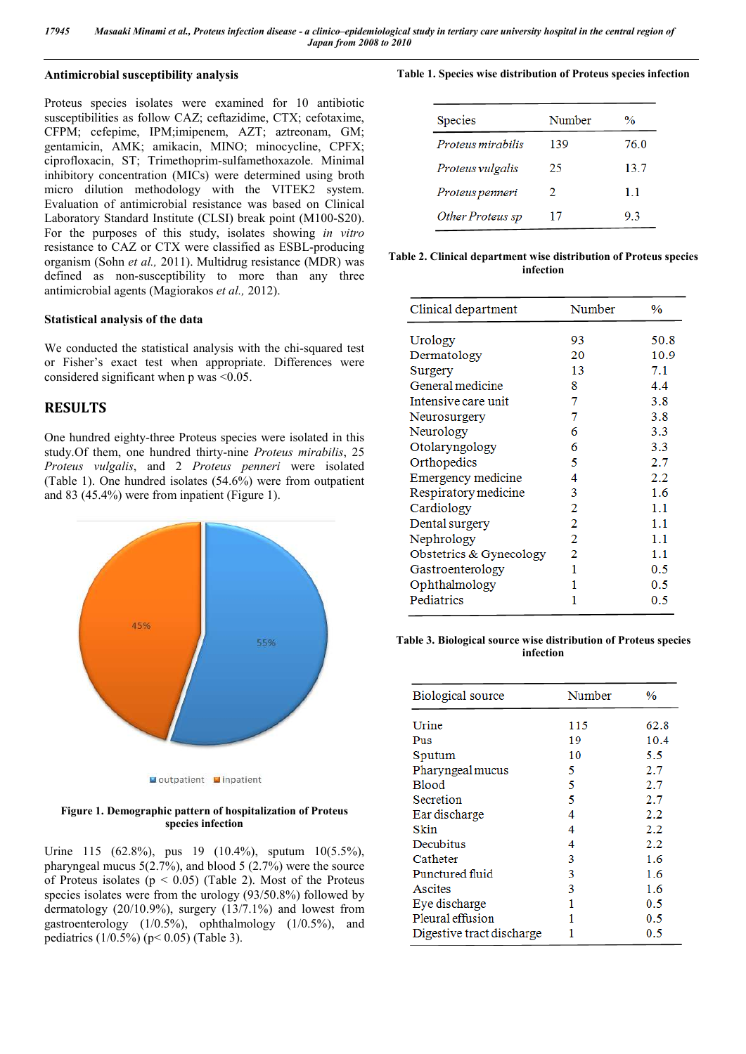### Antimicrobial susceptibility analysis

Proteus species isolates were examined for 10 antibiotic susceptibilities as follow CAZ; ceftazidime, CTX; cefotaxime, CFPM; cefepime, IPM;imipenem, AZT; aztreonam, GM; gentamicin, AMK; amikacin, MINO; minocycline, CPFX; ciprofloxacin, ST; Trimethoprim-sulfamethoxazole. Minimal inhibitory concentration (MICs) were determined using broth micro dilution methodology with the VITEK2 system. Evaluation of antimicrobial resistance was based on Clinical Laboratory Standard Institute (CLSI) break point (M100-S20). For the purposes of this study, isolates showing *in vitro* resistance to CAZ or CTX were classified as ESBL-producing organism (Sohn *et al.,* 2011). Multidrug resistance (MDR) was defined as non-susceptibility to more than any three antimicrobial agents (Magiorakos *et al.,* 2012).

### Statistical analysis of the data

We conducted the statistical analysis with the chi-squared test or Fisher's exact test when appropriate. Differences were considered significant when p was <0.05.

## RESULTS

One hundred eighty-three Proteus species were isolated in this study.Of them, one hundred thirty-nine *Proteus mirabilis*, 25 *Proteus vulgalis*, and 2 *Proteus penneri* were isolated (Table 1). One hundred isolates (54.6%) were from outpatient and 83 (45.4%) were from inpatient (Figure 1).

**Figure 1. Demographic pattern of hospitalization of Proteus species infection**

Urine 115 (62.8%), pus 19 (10.4%), sputum 10(5.5%), pharyngeal mucus 5(2.7%), and blood 5 (2.7%) were the source of Proteus isolates (p < 0.05) (Table 2). Most of the Proteus species isolates were from the urology (93/50.8%) followed by dermatology (20/10.9%), surgery (13/7.1%) and lowest from gastroenterology (1/0.5%), ophthalmology (1/0.5%), and pediatrics (1/0.5%) (p< 0.05) (Table 3).

**Table 1. Species wise distribution of Proteus species infection**

| Species | Number | % |
|---|---|---|
| *Proteus mirabilis* | 139 | 76.0 |
| *Proteus vulgalis* | 25 | 13.7 |
| *Proteus penneri* | 2 | 1.1 |
| *Other Proteus sp* | 17 | 9.3 |

**Table 2. Clinical department wise distribution of Proteus species infection**

| Clinical department | Number | % |
|---|---|---|
| Urology | 93 | 50.8 |
| Dermatology | 20 | 10.9 |
| Surgery | 13 | 7.1 |
| General medicine | 8 | 4.4 |
| Intensive care unit | 7 | 3.8 |
| Neurosurgery | 7 | 3.8 |
| Neurology | 6 | 3.3 |
| Otolaryngology | 6 | 3.3 |
| Orthopedics | 5 | 2.7 |
| Emergency medicine | 4 | 2.2 |
| Respiratory medicine | 3 | 1.6 |
| Cardiology | 2 | 1.1 |
| Dental surgery | 2 | 1.1 |
| Nephrology | 2 | 1.1 |
| Obstetrics & Gynecology | 2 | 1.1 |
| Gastroenterology | 1 | 0.5 |
| Ophthalmology | 1 | 0.5 |
| Pediatrics | 1 | 0.5 |

**Table 3. Biological source wise distribution of Proteus species infection**

| Biological source | Number | % |
|---|---|---|
| Urine | 115 | 62.8 |
| Pus | 19 | 10.4 |
| Sputum | 10 | 5.5 |
| Pharyngeal mucus | 5 | 2.7 |
| Blood | 5 | 2.7 |
| Secretion | 5 | 2.7 |
| Ear discharge | 4 | 2.2 |
| Skin | 4 | 2.2 |
| Decubitus | 4 | 2.2 |
| Catheter | 3 | 1.6 |
| Punctured fluid | 3 | 1.6 |
| Ascites | 3 | 1.6 |
| Eye discharge | 1 | 0.5 |
| Pleural effusion | 1 | 0.5 |
| Digestive tract discharge | 1 | 0.5 |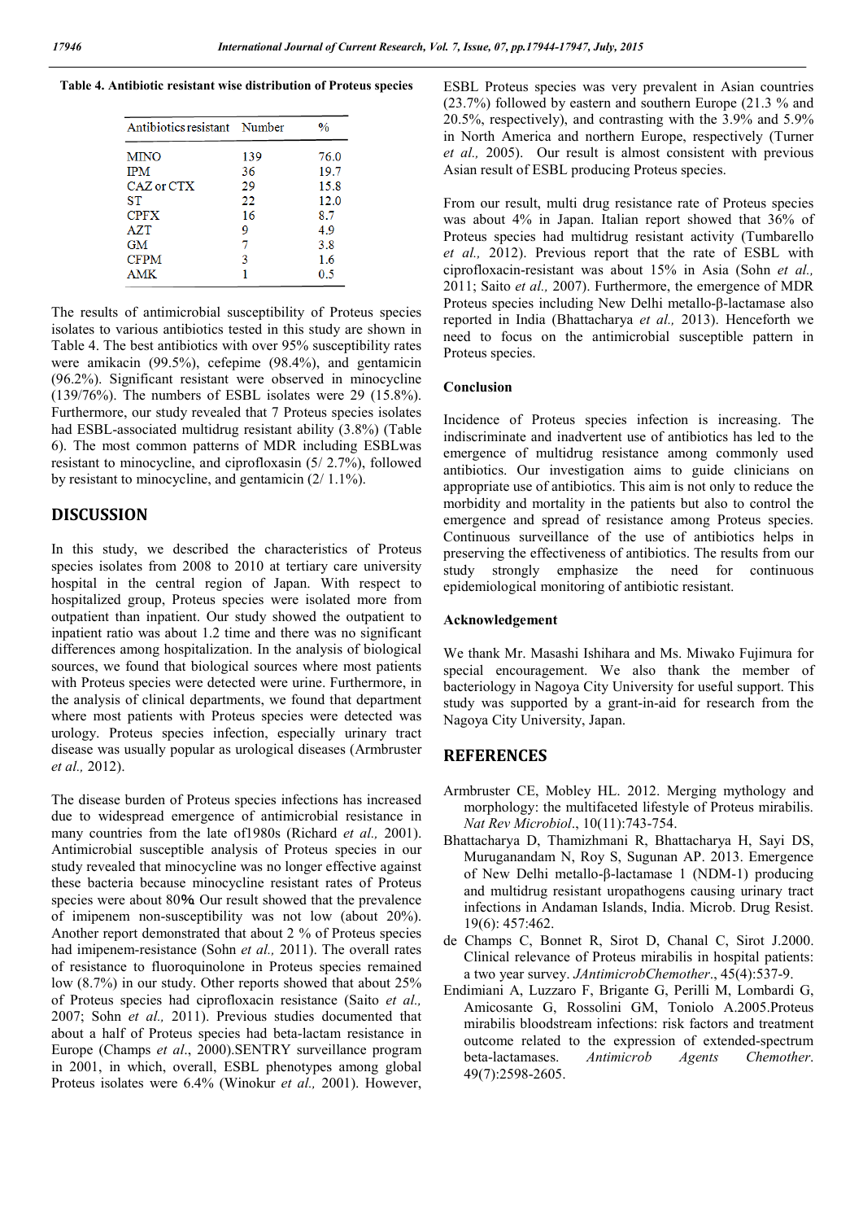**Table 4. Antibiotic resistant wise distribution of Proteus species**

| Antibiotics resistant | Number | % |
|---|---|---|
| MINO | 139 | 76.0 |
| IPM | 36 | 19.7 |
| CAZ or CTX | 29 | 15.8 |
| ST | 22 | 12.0 |
| CPFX | 16 | 8.7 |
| AZT | 9 | 4.9 |
| GM | 7 | 3.8 |
| CFPM | 3 | 1.6 |
| AMK | 1 | 0.5 |

The results of antimicrobial susceptibility of Proteus species isolates to various antibiotics tested in this study are shown in Table 4. The best antibiotics with over 95% susceptibility rates were amikacin (99.5%), cefepime (98.4%), and gentamicin (96.2%). Significant resistant were observed in minocycline (139/76%). The numbers of ESBL isolates were 29 (15.8%). Furthermore, our study revealed that 7 Proteus species isolates had ESBL-associated multidrug resistant ability (3.8%) (Table 6). The most common patterns of MDR including ESBLwas resistant to minocycline, and ciprofloxasin (5/ 2.7%), followed by resistant to minocycline, and gentamicin (2/ 1.1%).

## DISCUSSION

In this study, we described the characteristics of Proteus species isolates from 2008 to 2010 at tertiary care university hospital in the central region of Japan. With respect to hospitalized group, Proteus species were isolated more from outpatient than inpatient. Our study showed the outpatient to inpatient ratio was about 1.2 time and there was no significant differences among hospitalization. In the analysis of biological sources, we found that biological sources where most patients with Proteus species were detected were urine. Furthermore, in the analysis of clinical departments, we found that department where most patients with Proteus species were detected was urology. Proteus species infection, especially urinary tract disease was usually popular as urological diseases (Armbruster *et al.,* 2012).

The disease burden of Proteus species infections has increased due to widespread emergence of antimicrobial resistance in many countries from the late of1980s (Richard *et al.,* 2001). Antimicrobial susceptible analysis of Proteus species in our study revealed that minocycline was no longer effective against these bacteria because minocycline resistant rates of Proteus species were about 80%. Our result showed that the prevalence of imipenem non-susceptibility was not low (about 20%). Another report demonstrated that about 2 % of Proteus species had imipenem-resistance (Sohn *et al.,* 2011). The overall rates of resistance to fluoroquinolone in Proteus species remained low (8.7%) in our study. Other reports showed that about 25% of Proteus species had ciprofloxacin resistance (Saito *et al.,* 2007; Sohn *et al.,* 2011). Previous studies documented that about a half of Proteus species had beta-lactam resistance in Europe (Champs *et al*., 2000).SENTRY surveillance program in 2001, in which, overall, ESBL phenotypes among global Proteus isolates were 6.4% (Winokur *et al.,* 2001). However, ESBL Proteus species was very prevalent in Asian countries (23.7%) followed by eastern and southern Europe (21.3 % and 20.5%, respectively), and contrasting with the 3.9% and 5.9% in North America and northern Europe, respectively (Turner *et al.,* 2005). Our result is almost consistent with previous Asian result of ESBL producing Proteus species.

From our result, multi drug resistance rate of Proteus species was about 4% in Japan. Italian report showed that 36% of Proteus species had multidrug resistant activity (Tumbarello *et al.,* 2012). Previous report that the rate of ESBL with ciprofloxacin-resistant was about 15% in Asia (Sohn *et al.,* 2011; Saito *et al.,* 2007). Furthermore, the emergence of MDR Proteus species including New Delhi metallo-β-lactamase also reported in India (Bhattacharya *et al.,* 2013). Henceforth we need to focus on the antimicrobial susceptible pattern in Proteus species.

### Conclusion

Incidence of Proteus species infection is increasing. The indiscriminate and inadvertent use of antibiotics has led to the emergence of multidrug resistance among commonly used antibiotics. Our investigation aims to guide clinicians on appropriate use of antibiotics. This aim is not only to reduce the morbidity and mortality in the patients but also to control the emergence and spread of resistance among Proteus species. Continuous surveillance of the use of antibiotics helps in preserving the effectiveness of antibiotics. The results from our study strongly emphasize the need for continuous epidemiological monitoring of antibiotic resistant.

### Acknowledgement

We thank Mr. Masashi Ishihara and Ms. Miwako Fujimura for special encouragement. We also thank the member of bacteriology in Nagoya City University for useful support. This study was supported by a grant-in-aid for research from the Nagoya City University, Japan.

## REFERENCES

Armbruster CE, Mobley HL. 2012. Merging mythology and morphology: the multifaceted lifestyle of Proteus mirabilis. *Nat Rev Microbiol*., 10(11):743-754.

Bhattacharya D, Thamizhmani R, Bhattacharya H, Sayi DS, Muruganandam N, Roy S, Sugunan AP. 2013. Emergence of New Delhi metallo-β-lactamase 1 (NDM-1) producing and multidrug resistant uropathogens causing urinary tract infections in Andaman Islands, India. Microb. Drug Resist. 19(6): 457:462.

de Champs C, Bonnet R, Sirot D, Chanal C, Sirot J.2000. Clinical relevance of Proteus mirabilis in hospital patients: a two year survey. *JAntimicrobChemother*., 45(4):537-9.

Endimiani A, Luzzaro F, Brigante G, Perilli M, Lombardi G, Amicosante G, Rossolini GM, Toniolo A.2005.Proteus mirabilis bloodstream infections: risk factors and treatment outcome related to the expression of extended-spectrum beta-lactamases. *Antimicrob Agents Chemother*. 49(7):2598-2605.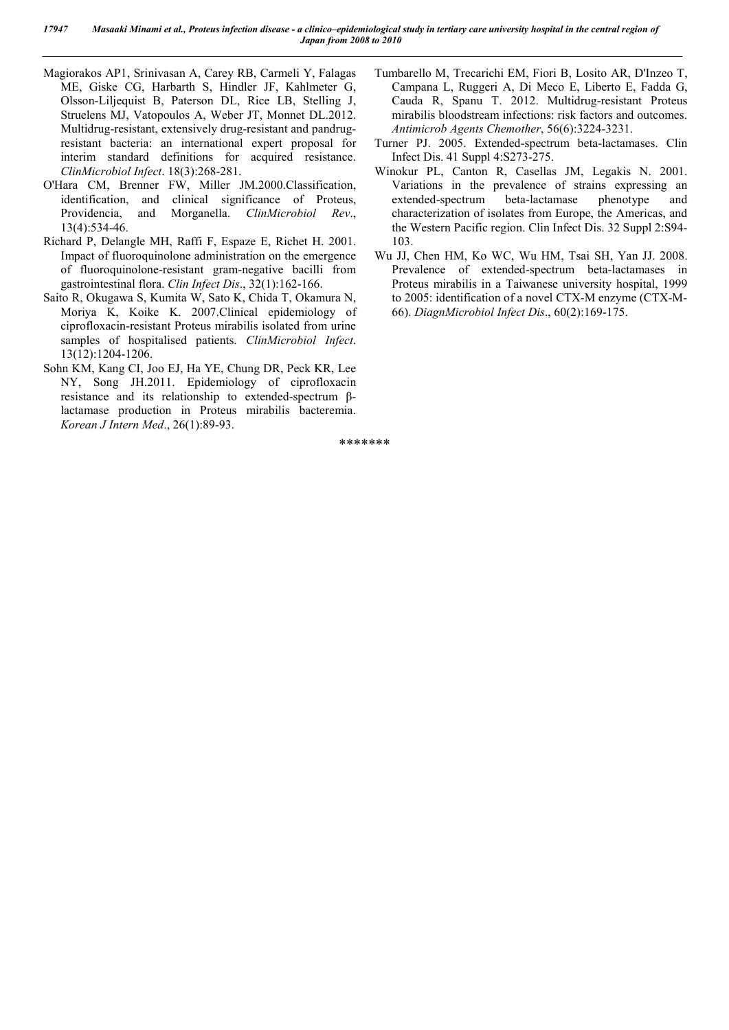Magiorakos AP1, Srinivasan A, Carey RB, Carmeli Y, Falagas ME, Giske CG, Harbarth S, Hindler JF, Kahlmeter G, Olsson-Liljequist B, Paterson DL, Rice LB, Stelling J, Struelens MJ, Vatopoulos A, Weber JT, Monnet DL.2012. Multidrug-resistant, extensively drug-resistant and pandrug-resistant bacteria: an international expert proposal for interim standard definitions for acquired resistance. *ClinMicrobiol Infect*. 18(3):268-281.

O'Hara CM, Brenner FW, Miller JM.2000.Classification, identification, and clinical significance of Proteus, Providencia, and Morganella. *ClinMicrobiol Rev*., 13(4):534-46.

Richard P, Delangle MH, Raffi F, Espaze E, Richet H. 2001. Impact of fluoroquinolone administration on the emergence of fluoroquinolone-resistant gram-negative bacilli from gastrointestinal flora. *Clin Infect Dis*., 32(1):162-166.

Saito R, Okugawa S, Kumita W, Sato K, Chida T, Okamura N, Moriya K, Koike K. 2007.Clinical epidemiology of ciprofloxacin-resistant Proteus mirabilis isolated from urine samples of hospitalised patients. *ClinMicrobiol Infect*. 13(12):1204-1206.

Sohn KM, Kang CI, Joo EJ, Ha YE, Chung DR, Peck KR, Lee NY, Song JH.2011. Epidemiology of ciprofloxacin resistance and its relationship to extended-spectrum β-lactamase production in Proteus mirabilis bacteremia. *Korean J Intern Med*., 26(1):89-93.

Tumbarello M, Trecarichi EM, Fiori B, Losito AR, D'Inzeo T, Campana L, Ruggeri A, Di Meco E, Liberto E, Fadda G, Cauda R, Spanu T. 2012. Multidrug-resistant Proteus mirabilis bloodstream infections: risk factors and outcomes. *Antimicrob Agents Chemother*, 56(6):3224-3231.

Turner PJ. 2005. Extended-spectrum beta-lactamases. Clin Infect Dis. 41 Suppl 4:S273-275.

Winokur PL, Canton R, Casellas JM, Legakis N. 2001. Variations in the prevalence of strains expressing an extended-spectrum beta-lactamase phenotype and characterization of isolates from Europe, the Americas, and the Western Pacific region. Clin Infect Dis. 32 Suppl 2:S94-103.

Wu JJ, Chen HM, Ko WC, Wu HM, Tsai SH, Yan JJ. 2008. Prevalence of extended-spectrum beta-lactamases in Proteus mirabilis in a Taiwanese university hospital, 1999 to 2005: identification of a novel CTX-M enzyme (CTX-M-66). *DiagnMicrobiol Infect Dis*., 60(2):169-175.

*******